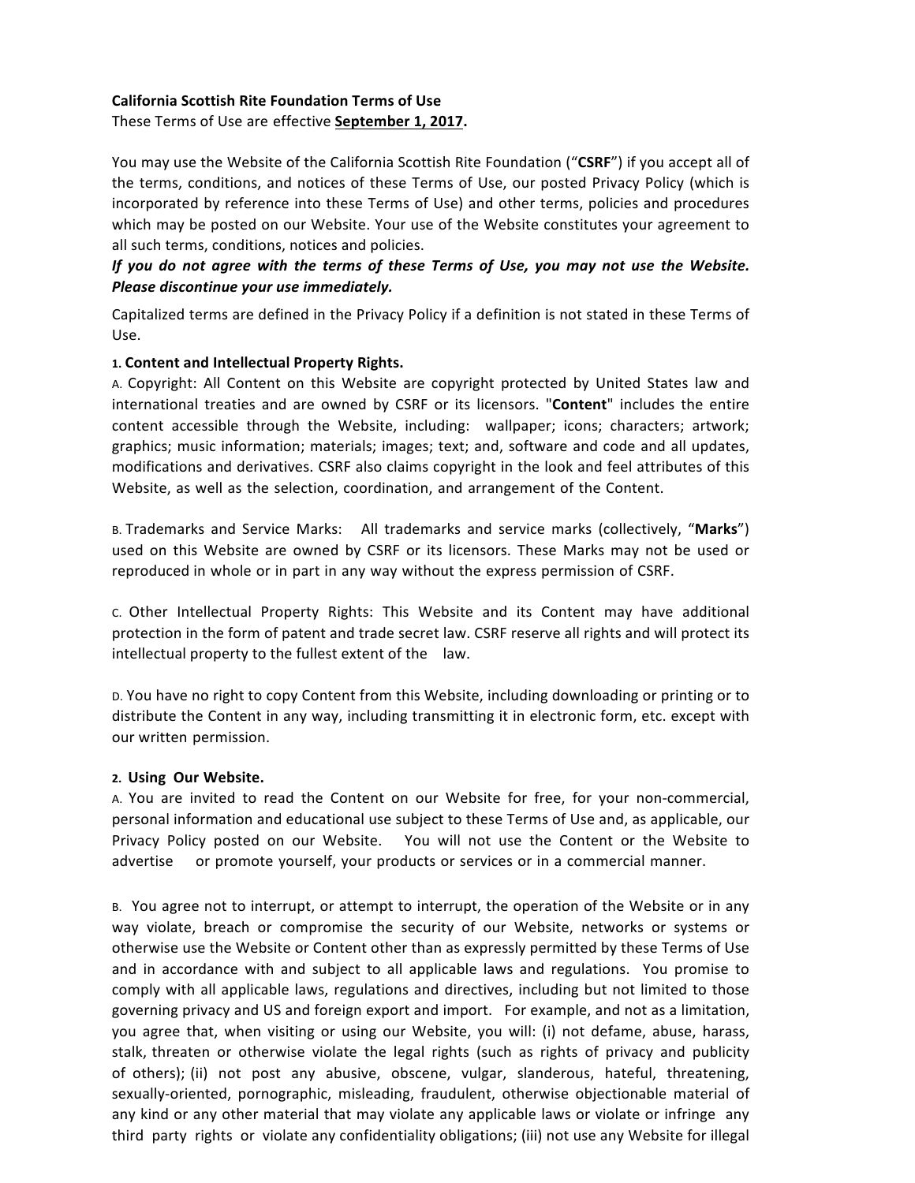**California Scottish Rite Foundation Terms of Use**

These Terms of Use are effective **September 1, 2017.**

You may use the Website of the California Scottish Rite Foundation ("**CSRF**") if you accept all of the terms, conditions, and notices of these Terms of Use, our posted Privacy Policy (which is incorporated by reference into these Terms of Use) and other terms, policies and procedures which may be posted on our Website. Your use of the Website constitutes your agreement to all such terms, conditions, notices and policies.

***If you do not agree with the terms of these Terms of Use, you may not use the Website. Please discontinue your use immediately.***

Capitalized terms are defined in the Privacy Policy if a definition is not stated in these Terms of Use.

**1. Content and Intellectual Property Rights.**

A. Copyright: All Content on this Website are copyright protected by United States law and international treaties and are owned by CSRF or its licensors. "**Content**" includes the entire content accessible through the Website, including: wallpaper; icons; characters; artwork; graphics; music information; materials; images; text; and, software and code and all updates, modifications and derivatives. CSRF also claims copyright in the look and feel attributes of this Website, as well as the selection, coordination, and arrangement of the Content.

B. Trademarks and Service Marks: All trademarks and service marks (collectively, "**Marks**") used on this Website are owned by CSRF or its licensors. These Marks may not be used or reproduced in whole or in part in any way without the express permission of CSRF.

C. Other Intellectual Property Rights: This Website and its Content may have additional protection in the form of patent and trade secret law. CSRF reserve all rights and will protect its intellectual property to the fullest extent of the law.

D. You have no right to copy Content from this Website, including downloading or printing or to distribute the Content in any way, including transmitting it in electronic form, etc. except with our written permission.

**2. Using Our Website.**

A. You are invited to read the Content on our Website for free, for your non-commercial, personal information and educational use subject to these Terms of Use and, as applicable, our Privacy Policy posted on our Website. You will not use the Content or the Website to advertise or promote yourself, your products or services or in a commercial manner.

B. You agree not to interrupt, or attempt to interrupt, the operation of the Website or in any way violate, breach or compromise the security of our Website, networks or systems or otherwise use the Website or Content other than as expressly permitted by these Terms of Use and in accordance with and subject to all applicable laws and regulations. You promise to comply with all applicable laws, regulations and directives, including but not limited to those governing privacy and US and foreign export and import. For example, and not as a limitation, you agree that, when visiting or using our Website, you will: (i) not defame, abuse, harass, stalk, threaten or otherwise violate the legal rights (such as rights of privacy and publicity of others); (ii) not post any abusive, obscene, vulgar, slanderous, hateful, threatening, sexually-oriented, pornographic, misleading, fraudulent, otherwise objectionable material of any kind or any other material that may violate any applicable laws or violate or infringe any third party rights or violate any confidentiality obligations; (iii) not use any Website for illegal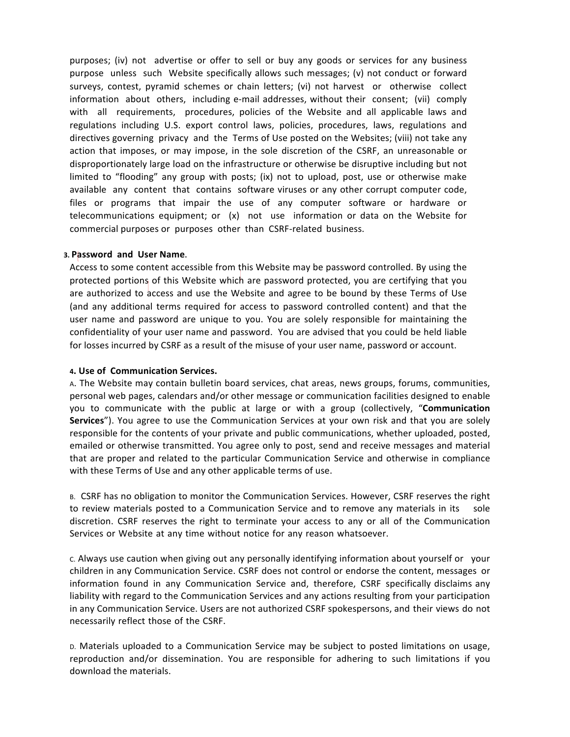purposes; (iv) not advertise or offer to sell or buy any goods or services for any business purpose unless such Website specifically allows such messages; (v) not conduct or forward surveys, contest, pyramid schemes or chain letters; (vi) not harvest or otherwise collect information about others, including e-mail addresses, without their consent; (vii) comply with all requirements, procedures, policies of the Website and all applicable laws and regulations including U.S. export control laws, policies, procedures, laws, regulations and directives governing privacy and the Terms of Use posted on the Websites; (viii) not take any action that imposes, or may impose, in the sole discretion of the CSRF, an unreasonable or disproportionately large load on the infrastructure or otherwise be disruptive including but not limited to "flooding" any group with posts; (ix) not to upload, post, use or otherwise make available any content that contains software viruses or any other corrupt computer code, files or programs that impair the use of any computer software or hardware or telecommunications equipment; or (x) not use information or data on the Website for commercial purposes or purposes other than CSRF-related business.

**3. Password and User Name.**
Access to some content accessible from this Website may be password controlled. By using the protected portions of this Website which are password protected, you are certifying that you are authorized to access and use the Website and agree to be bound by these Terms of Use (and any additional terms required for access to password controlled content) and that the user name and password are unique to you. You are solely responsible for maintaining the confidentiality of your user name and password. You are advised that you could be held liable for losses incurred by CSRF as a result of the misuse of your user name, password or account.

**4. Use of Communication Services.**
A. The Website may contain bulletin board services, chat areas, news groups, forums, communities, personal web pages, calendars and/or other message or communication facilities designed to enable you to communicate with the public at large or with a group (collectively, "**Communication Services**"). You agree to use the Communication Services at your own risk and that you are solely responsible for the contents of your private and public communications, whether uploaded, posted, emailed or otherwise transmitted. You agree only to post, send and receive messages and material that are proper and related to the particular Communication Service and otherwise in compliance with these Terms of Use and any other applicable terms of use.

B. CSRF has no obligation to monitor the Communication Services. However, CSRF reserves the right to review materials posted to a Communication Service and to remove any materials in its sole discretion. CSRF reserves the right to terminate your access to any or all of the Communication Services or Website at any time without notice for any reason whatsoever.

C. Always use caution when giving out any personally identifying information about yourself or your children in any Communication Service. CSRF does not control or endorse the content, messages or information found in any Communication Service and, therefore, CSRF specifically disclaims any liability with regard to the Communication Services and any actions resulting from your participation in any Communication Service. Users are not authorized CSRF spokespersons, and their views do not necessarily reflect those of the CSRF.

D. Materials uploaded to a Communication Service may be subject to posted limitations on usage, reproduction and/or dissemination. You are responsible for adhering to such limitations if you download the materials.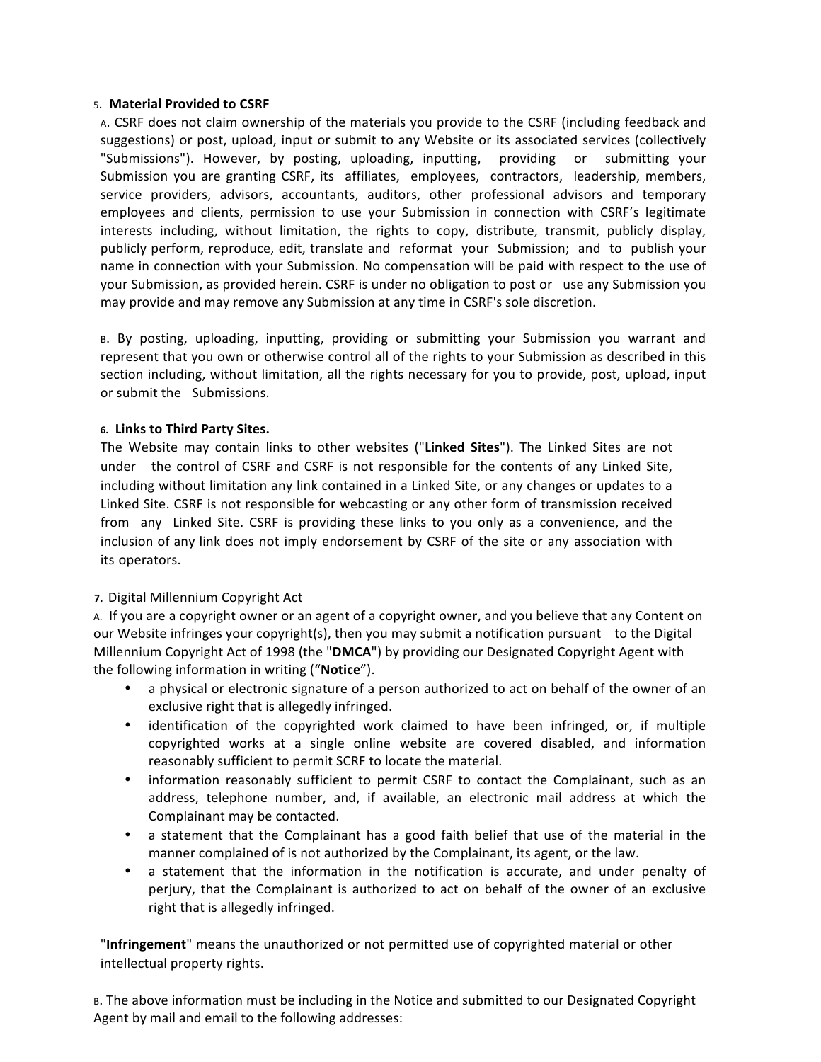5. **Material Provided to CSRF**

A. CSRF does not claim ownership of the materials you provide to the CSRF (including feedback and suggestions) or post, upload, input or submit to any Website or its associated services (collectively "Submissions"). However, by posting, uploading, inputting, providing or submitting your Submission you are granting CSRF, its affiliates, employees, contractors, leadership, members, service providers, advisors, accountants, auditors, other professional advisors and temporary employees and clients, permission to use your Submission in connection with CSRF's legitimate interests including, without limitation, the rights to copy, distribute, transmit, publicly display, publicly perform, reproduce, edit, translate and reformat your Submission; and to publish your name in connection with your Submission. No compensation will be paid with respect to the use of your Submission, as provided herein. CSRF is under no obligation to post or use any Submission you may provide and may remove any Submission at any time in CSRF's sole discretion.

B. By posting, uploading, inputting, providing or submitting your Submission you warrant and represent that you own or otherwise control all of the rights to your Submission as described in this section including, without limitation, all the rights necessary for you to provide, post, upload, input or submit the Submissions.

6. **Links to Third Party Sites.**

The Website may contain links to other websites ("**Linked Sites**"). The Linked Sites are not under the control of CSRF and CSRF is not responsible for the contents of any Linked Site, including without limitation any link contained in a Linked Site, or any changes or updates to a Linked Site. CSRF is not responsible for webcasting or any other form of transmission received from any Linked Site. CSRF is providing these links to you only as a convenience, and the inclusion of any link does not imply endorsement by CSRF of the site or any association with its operators.

7. Digital Millennium Copyright Act

A. If you are a copyright owner or an agent of a copyright owner, and you believe that any Content on our Website infringes your copyright(s), then you may submit a notification pursuant to the Digital Millennium Copyright Act of 1998 (the "**DMCA**") by providing our Designated Copyright Agent with the following information in writing ("**Notice**").

- a physical or electronic signature of a person authorized to act on behalf of the owner of an exclusive right that is allegedly infringed.
- identification of the copyrighted work claimed to have been infringed, or, if multiple copyrighted works at a single online website are covered disabled, and information reasonably sufficient to permit SCRF to locate the material.
- information reasonably sufficient to permit CSRF to contact the Complainant, such as an address, telephone number, and, if available, an electronic mail address at which the Complainant may be contacted.
- a statement that the Complainant has a good faith belief that use of the material in the manner complained of is not authorized by the Complainant, its agent, or the law.
- a statement that the information in the notification is accurate, and under penalty of perjury, that the Complainant is authorized to act on behalf of the owner of an exclusive right that is allegedly infringed.

"**Infringement**" means the unauthorized or not permitted use of copyrighted material or other intellectual property rights.

B. The above information must be including in the Notice and submitted to our Designated Copyright Agent by mail and email to the following addresses: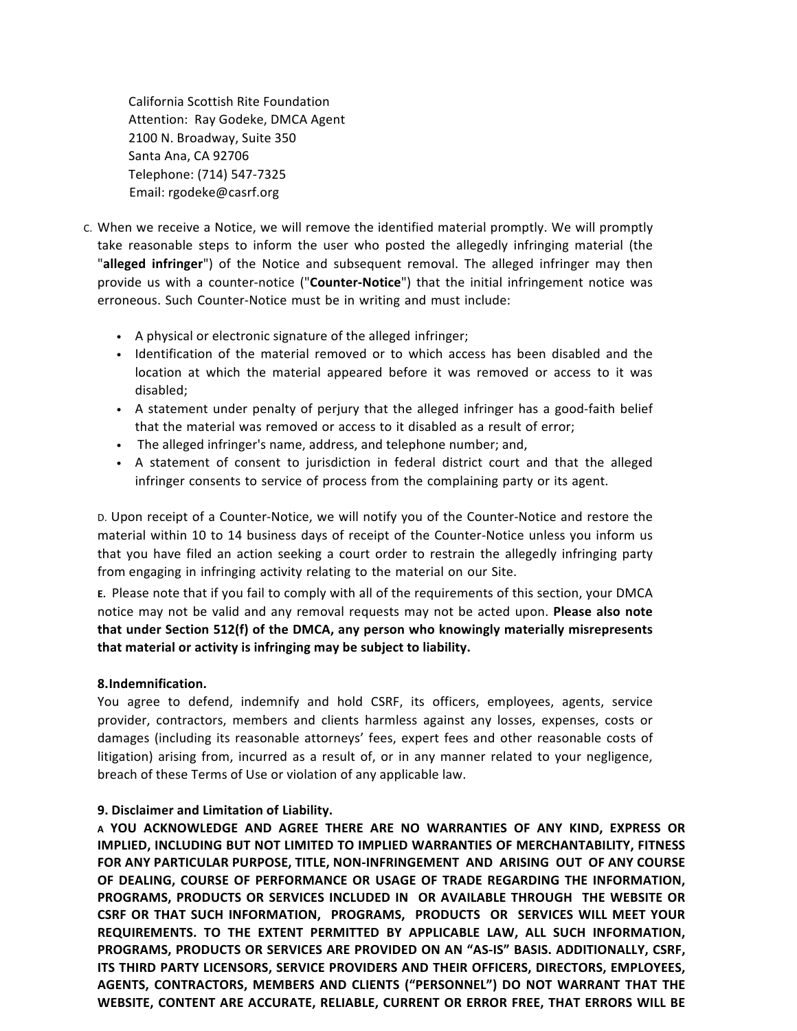California Scottish Rite Foundation
Attention: Ray Godeke, DMCA Agent
2100 N. Broadway, Suite 350
Santa Ana, CA 92706
Telephone: (714) 547-7325
Email: rgodeke@casrf.org

C. When we receive a Notice, we will remove the identified material promptly. We will promptly take reasonable steps to inform the user who posted the allegedly infringing material (the "**alleged infringer**") of the Notice and subsequent removal. The alleged infringer may then provide us with a counter-notice ("**Counter-Notice**") that the initial infringement notice was erroneous. Such Counter-Notice must be in writing and must include:

- A physical or electronic signature of the alleged infringer;
- Identification of the material removed or to which access has been disabled and the location at which the material appeared before it was removed or access to it was disabled;
- A statement under penalty of perjury that the alleged infringer has a good-faith belief that the material was removed or access to it disabled as a result of error;
- The alleged infringer's name, address, and telephone number; and,
- A statement of consent to jurisdiction in federal district court and that the alleged infringer consents to service of process from the complaining party or its agent.

D. Upon receipt of a Counter-Notice, we will notify you of the Counter-Notice and restore the material within 10 to 14 business days of receipt of the Counter-Notice unless you inform us that you have filed an action seeking a court order to restrain the allegedly infringing party from engaging in infringing activity relating to the material on our Site.

**E.** Please note that if you fail to comply with all of the requirements of this section, your DMCA notice may not be valid and any removal requests may not be acted upon. **Please also note that under Section 512(f) of the DMCA, any person who knowingly materially misrepresents that material or activity is infringing may be subject to liability.**

**8.Indemnification.**

You agree to defend, indemnify and hold CSRF, its officers, employees, agents, service provider, contractors, members and clients harmless against any losses, expenses, costs or damages (including its reasonable attorneys' fees, expert fees and other reasonable costs of litigation) arising from, incurred as a result of, or in any manner related to your negligence, breach of these Terms of Use or violation of any applicable law.

**9. Disclaimer and Limitation of Liability.**

**A YOU ACKNOWLEDGE AND AGREE THERE ARE NO WARRANTIES OF ANY KIND, EXPRESS OR IMPLIED, INCLUDING BUT NOT LIMITED TO IMPLIED WARRANTIES OF MERCHANTABILITY, FITNESS FOR ANY PARTICULAR PURPOSE, TITLE, NON-INFRINGEMENT AND ARISING OUT OF ANY COURSE OF DEALING, COURSE OF PERFORMANCE OR USAGE OF TRADE REGARDING THE INFORMATION, PROGRAMS, PRODUCTS OR SERVICES INCLUDED IN OR AVAILABLE THROUGH THE WEBSITE OR CSRF OR THAT SUCH INFORMATION, PROGRAMS, PRODUCTS OR SERVICES WILL MEET YOUR REQUIREMENTS. TO THE EXTENT PERMITTED BY APPLICABLE LAW, ALL SUCH INFORMATION, PROGRAMS, PRODUCTS OR SERVICES ARE PROVIDED ON AN "AS-IS" BASIS. ADDITIONALLY, CSRF, ITS THIRD PARTY LICENSORS, SERVICE PROVIDERS AND THEIR OFFICERS, DIRECTORS, EMPLOYEES, AGENTS, CONTRACTORS, MEMBERS AND CLIENTS ("PERSONNEL") DO NOT WARRANT THAT THE WEBSITE, CONTENT ARE ACCURATE, RELIABLE, CURRENT OR ERROR FREE, THAT ERRORS WILL BE**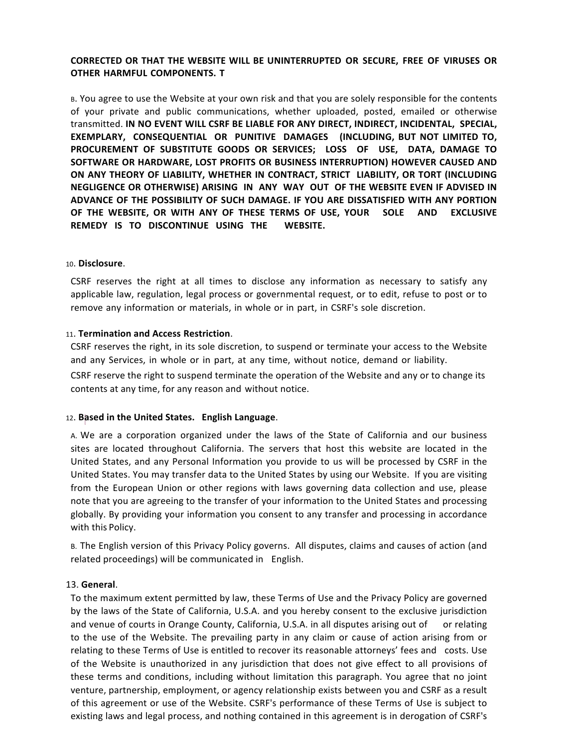**CORRECTED OR THAT THE WEBSITE WILL BE UNINTERRUPTED OR SECURE, FREE OF VIRUSES OR OTHER HARMFUL COMPONENTS. T**

B. You agree to use the Website at your own risk and that you are solely responsible for the contents of your private and public communications, whether uploaded, posted, emailed or otherwise transmitted. **IN NO EVENT WILL CSRF BE LIABLE FOR ANY DIRECT, INDIRECT, INCIDENTAL, SPECIAL, EXEMPLARY, CONSEQUENTIAL OR PUNITIVE DAMAGES (INCLUDING, BUT NOT LIMITED TO, PROCUREMENT OF SUBSTITUTE GOODS OR SERVICES; LOSS OF USE, DATA, DAMAGE TO SOFTWARE OR HARDWARE, LOST PROFITS OR BUSINESS INTERRUPTION) HOWEVER CAUSED AND ON ANY THEORY OF LIABILITY, WHETHER IN CONTRACT, STRICT LIABILITY, OR TORT (INCLUDING NEGLIGENCE OR OTHERWISE) ARISING IN ANY WAY OUT OF THE WEBSITE EVEN IF ADVISED IN ADVANCE OF THE POSSIBILITY OF SUCH DAMAGE. IF YOU ARE DISSATISFIED WITH ANY PORTION OF THE WEBSITE, OR WITH ANY OF THESE TERMS OF USE, YOUR SOLE AND EXCLUSIVE REMEDY IS TO DISCONTINUE USING THE WEBSITE.**

10. **Disclosure**.

CSRF reserves the right at all times to disclose any information as necessary to satisfy any applicable law, regulation, legal process or governmental request, or to edit, refuse to post or to remove any information or materials, in whole or in part, in CSRF's sole discretion.

11. **Termination and Access Restriction**.

CSRF reserves the right, in its sole discretion, to suspend or terminate your access to the Website and any Services, in whole or in part, at any time, without notice, demand or liability.

CSRF reserve the right to suspend terminate the operation of the Website and any or to change its contents at any time, for any reason and without notice.

12. **Based in the United States. English Language**.

A. We are a corporation organized under the laws of the State of California and our business sites are located throughout California. The servers that host this website are located in the United States, and any Personal Information you provide to us will be processed by CSRF in the United States. You may transfer data to the United States by using our Website. If you are visiting from the European Union or other regions with laws governing data collection and use, please note that you are agreeing to the transfer of your information to the United States and processing globally. By providing your information you consent to any transfer and processing in accordance with this Policy.

B. The English version of this Privacy Policy governs. All disputes, claims and causes of action (and related proceedings) will be communicated in English.

13. **General**.

To the maximum extent permitted by law, these Terms of Use and the Privacy Policy are governed by the laws of the State of California, U.S.A. and you hereby consent to the exclusive jurisdiction and venue of courts in Orange County, California, U.S.A. in all disputes arising out of or relating to the use of the Website. The prevailing party in any claim or cause of action arising from or relating to these Terms of Use is entitled to recover its reasonable attorneys' fees and costs. Use of the Website is unauthorized in any jurisdiction that does not give effect to all provisions of these terms and conditions, including without limitation this paragraph. You agree that no joint venture, partnership, employment, or agency relationship exists between you and CSRF as a result of this agreement or use of the Website. CSRF's performance of these Terms of Use is subject to existing laws and legal process, and nothing contained in this agreement is in derogation of CSRF's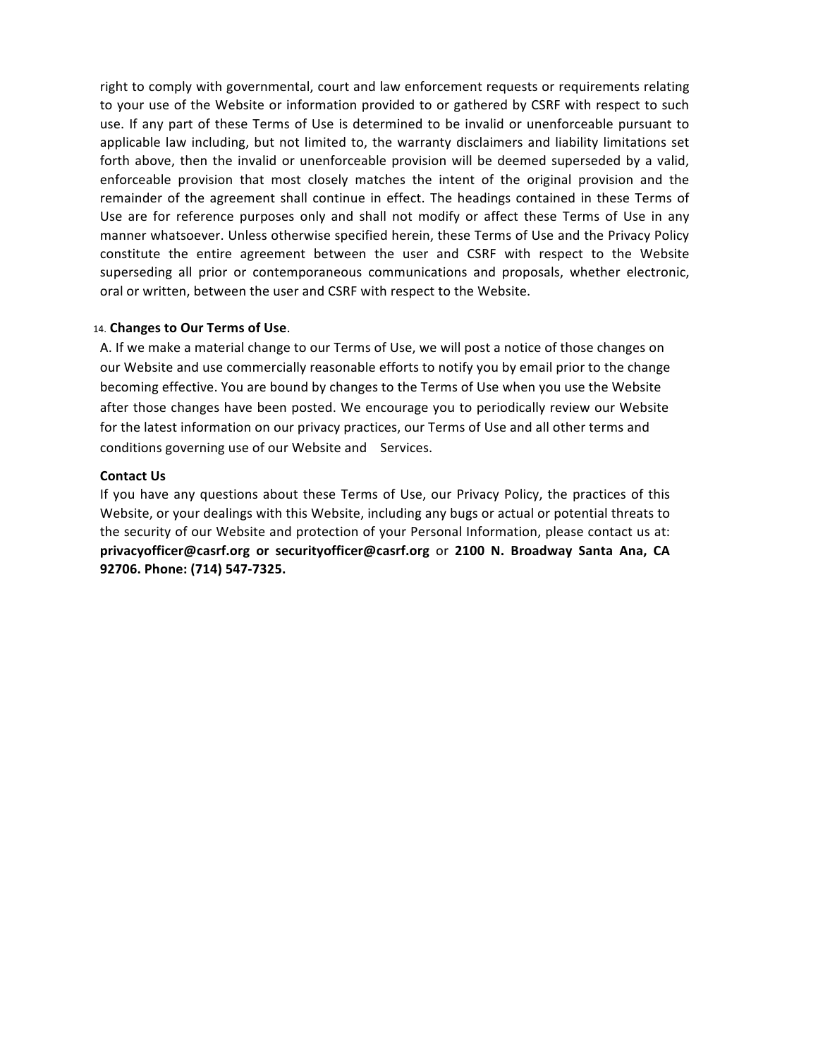right to comply with governmental, court and law enforcement requests or requirements relating to your use of the Website or information provided to or gathered by CSRF with respect to such use. If any part of these Terms of Use is determined to be invalid or unenforceable pursuant to applicable law including, but not limited to, the warranty disclaimers and liability limitations set forth above, then the invalid or unenforceable provision will be deemed superseded by a valid, enforceable provision that most closely matches the intent of the original provision and the remainder of the agreement shall continue in effect. The headings contained in these Terms of Use are for reference purposes only and shall not modify or affect these Terms of Use in any manner whatsoever. Unless otherwise specified herein, these Terms of Use and the Privacy Policy constitute the entire agreement between the user and CSRF with respect to the Website superseding all prior or contemporaneous communications and proposals, whether electronic, oral or written, between the user and CSRF with respect to the Website.

14. **Changes to Our Terms of Use**.

A. If we make a material change to our Terms of Use, we will post a notice of those changes on our Website and use commercially reasonable efforts to notify you by email prior to the change becoming effective. You are bound by changes to the Terms of Use when you use the Website after those changes have been posted. We encourage you to periodically review our Website for the latest information on our privacy practices, our Terms of Use and all other terms and conditions governing use of our Website and Services.

**Contact Us**

If you have any questions about these Terms of Use, our Privacy Policy, the practices of this Website, or your dealings with this Website, including any bugs or actual or potential threats to the security of our Website and protection of your Personal Information, please contact us at: **privacyofficer@casrf.org or securityofficer@casrf.org** or **2100 N. Broadway Santa Ana, CA 92706. Phone: (714) 547-7325.**